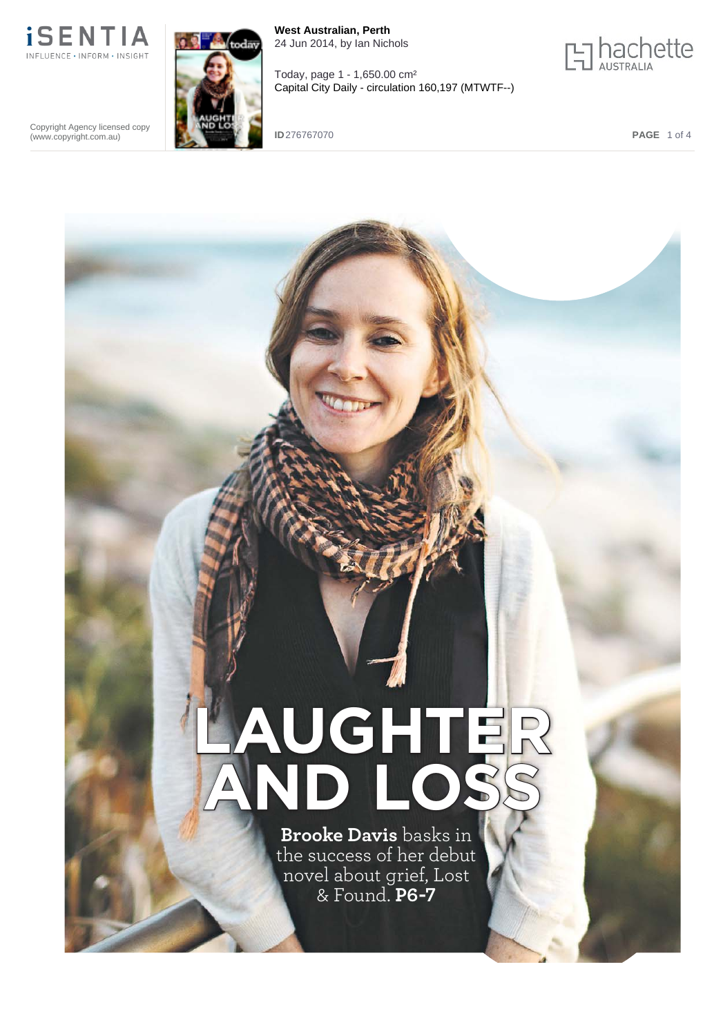West Australian, Perth
24 Jun 2014, by Ian Nichols

Today, page 1 - 1,650.00 cm²
Capital City Daily - circulation 160,197 (MTWTF--)

Copyright Agency licensed copy (www.copyright.com.au)

ID 276767070

# LAUGHTER AND LOSS

**Brooke Davis** basks in the success of her debut novel about grief, Lost & Found. **P6-7**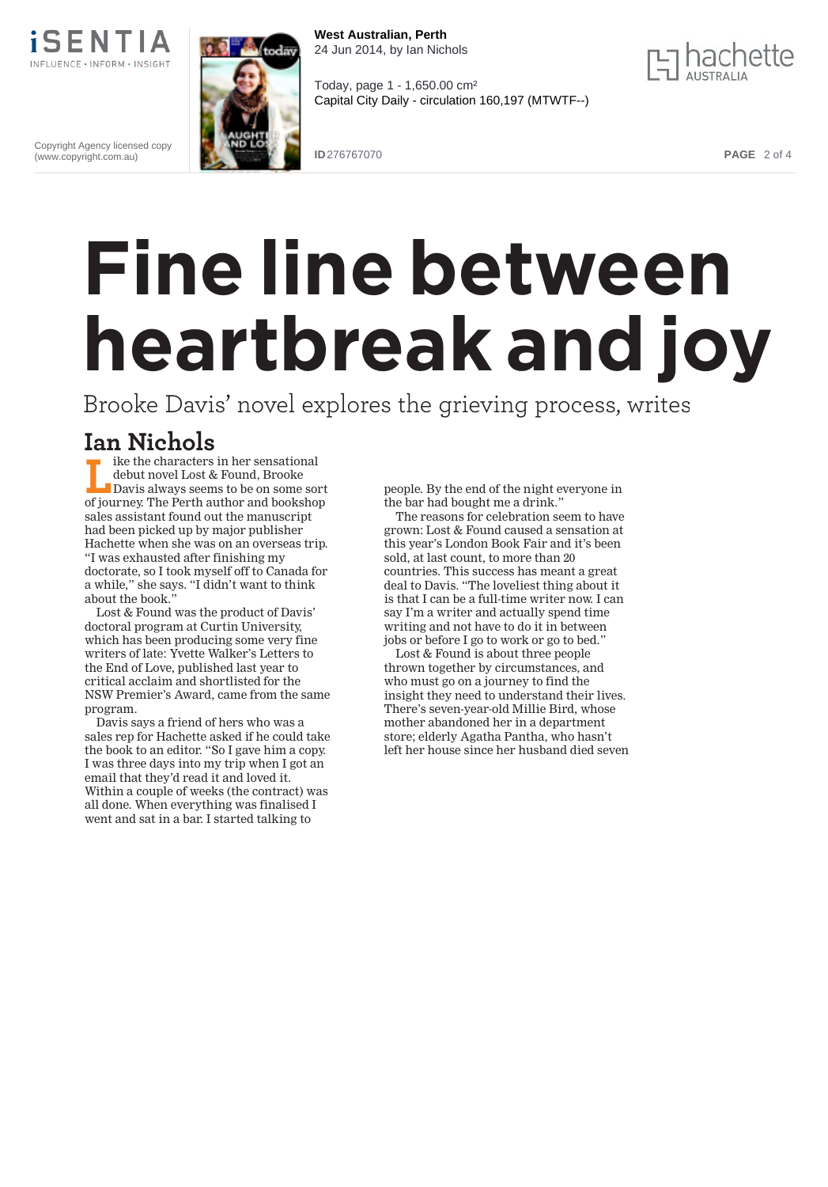# Fine line between heartbreak and joy

Brooke Davis' novel explores the grieving process, writes

**Ian Nichols**

Like the characters in her sensational debut novel Lost & Found, Brooke Davis always seems to be on some sort of journey. The Perth author and bookshop sales assistant found out the manuscript had been picked up by major publisher Hachette when she was on an overseas trip. "I was exhausted after finishing my doctorate, so I took myself off to Canada for a while," she says. "I didn't want to think about the book."

Lost & Found was the product of Davis' doctoral program at Curtin University, which has been producing some very fine writers of late: Yvette Walker's Letters to the End of Love, published last year to critical acclaim and shortlisted for the NSW Premier's Award, came from the same program.

Davis says a friend of hers who was a sales rep for Hachette asked if he could take the book to an editor. "So I gave him a copy. I was three days into my trip when I got an email that they'd read it and loved it. Within a couple of weeks (the contract) was all done. When everything was finalised I went and sat in a bar. I started talking to people. By the end of the night everyone in the bar had bought me a drink."

The reasons for celebration seem to have grown: Lost & Found caused a sensation at this year's London Book Fair and it's been sold, at last count, to more than 20 countries. This success has meant a great deal to Davis. "The loveliest thing about it is that I can be a full-time writer now. I can say I'm a writer and actually spend time writing and not have to do it in between jobs or before I go to work or go to bed."

Lost & Found is about three people thrown together by circumstances, and who must go on a journey to find the insight they need to understand their lives. There's seven-year-old Millie Bird, whose mother abandoned her in a department store; elderly Agatha Pantha, who hasn't left her house since her husband died seven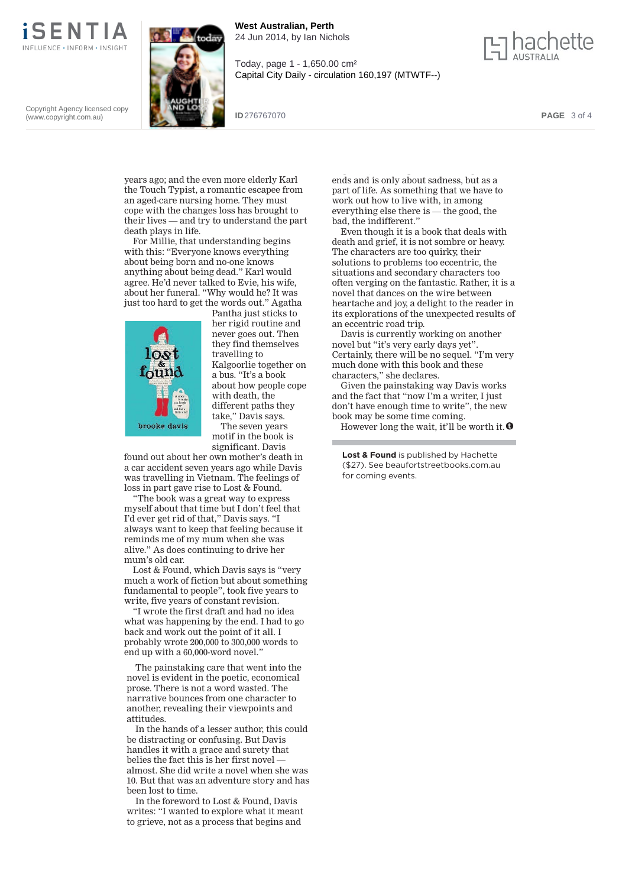years ago; and the even more elderly Karl the Touch Typist, a romantic escapee from an aged-care nursing home. They must cope with the changes loss has brought to their lives — and try to understand the part death plays in life.

For Millie, that understanding begins with this: "Everyone knows everything about being born and no-one knows anything about being dead." Karl would agree. He'd never talked to Evie, his wife, about her funeral. "Why would he? It was just too hard to get the words out." Agatha Pantha just sticks to her rigid routine and never goes out. Then they find themselves travelling to Kalgoorlie together on a bus. "It's a book about how people cope with death, the different paths they take," Davis says.

The seven years motif in the book is significant. Davis found out about her own mother's death in a car accident seven years ago while Davis was travelling in Vietnam. The feelings of loss in part gave rise to Lost & Found.

"The book was a great way to express myself about that time but I don't feel that I'd ever get rid of that," Davis says. "I always want to keep that feeling because it reminds me of my mum when she was alive." As does continuing to drive her mum's old car.

Lost & Found, which Davis says is "very much a work of fiction but about something fundamental to people", took five years to write, five years of constant revision.

"I wrote the first draft and had no idea what was happening by the end. I had to go back and work out the point of it all. I probably wrote 200,000 to 300,000 words to end up with a 60,000-word novel."

The painstaking care that went into the novel is evident in the poetic, economical prose. There is not a word wasted. The narrative bounces from one character to another, revealing their viewpoints and attitudes.

In the hands of a lesser author, this could be distracting or confusing. But Davis handles it with a grace and surety that belies the fact this is her first novel — almost. She did write a novel when she was 10. But that was an adventure story and has been lost to time.

In the foreword to Lost & Found, Davis writes: "I wanted to explore what it meant to grieve, not as a process that begins and ends and is only about sadness, but as a part of life. As something that we have to work out how to live with, in among everything else there is — the good, the bad, the indifferent."

Even though it is a book that deals with death and grief, it is not sombre or heavy. The characters are too quirky, their solutions to problems too eccentric, the situations and secondary characters too often verging on the fantastic. Rather, it is a novel that dances on the wire between heartache and joy, a delight to the reader in its explorations of the unexpected results of an eccentric road trip.

Davis is currently working on another novel but "it's very early days yet". Certainly, there will be no sequel. "I'm very much done with this book and these characters," she declares.

Given the painstaking way Davis works and the fact that "now I'm a writer, I just don't have enough time to write", the new book may be some time coming.

However long the wait, it'll be worth it.

**Lost & Found** is published by Hachette ($27). See beaufortstreetbooks.com.au for coming events.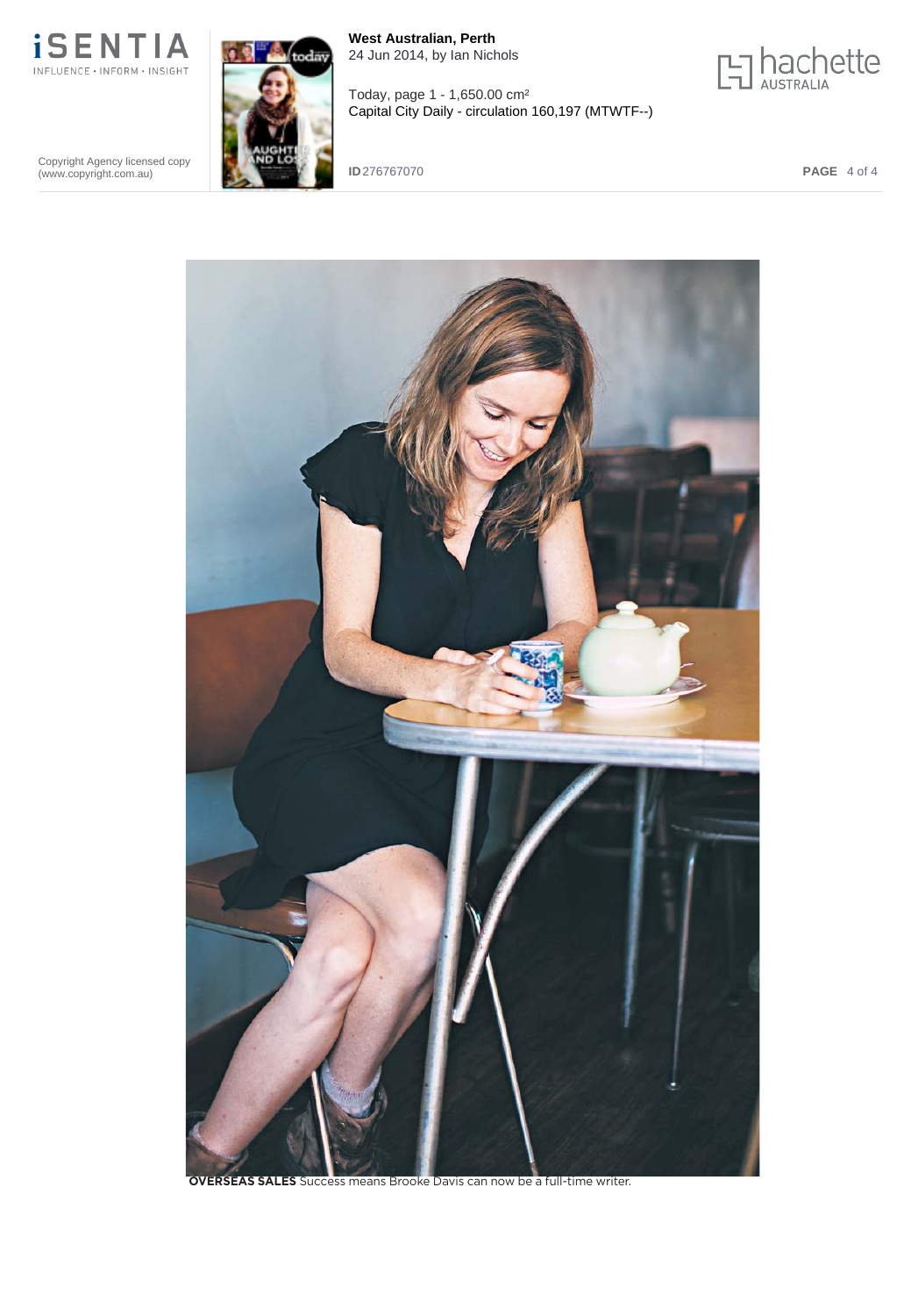**OVERSEAS SALES** Success means Brooke Davis can now be a full-time writer.